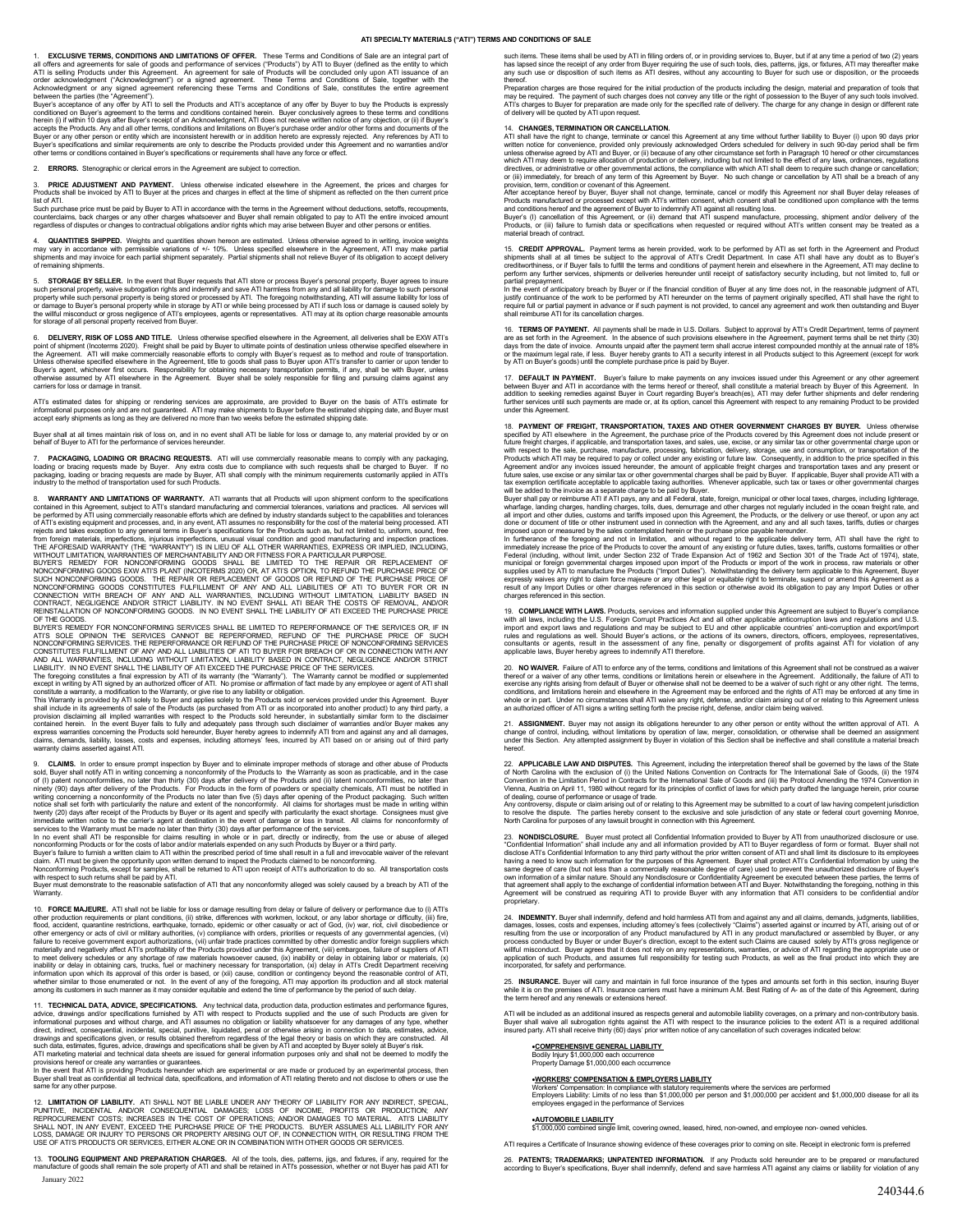# ATI SPECIALTY MATERIALS ("ATI") TERMS AND CONDITIONS OF SALE

1. **EXCLUSIVE TERMS, CONDITIONS AND LIMITATIONS OF OFFER.** These Terms and Conditions of Sale are an integral part of all offers and agreements for sale of goods and performance of services ("Products") by ATI to Buyer (defined as the entity to which ATI is selling Products under this Agreement. An agreement for sale of Products will be concluded only upon ATI issuance of an order acknowledgment ("Acknowledgment") or a signed agreement. These Terms and Conditions of Sale, together with the Acknowledgment or any signed agreement referencing these Terms and Conditions of Sale, constitutes the entire agreement between the parties (the "Agreement").

Buyer's acceptance of any offer by ATI to sell the Products and ATI's acceptance of any offer by Buyer to buy the Products is expressly conditioned on Buyer's agreement to the terms and conditions contained herein. Buyer conclusively agrees to these terms and conditions herein (i) if within 10 days after Buyer's receipt of an Acknowledgment, ATI does not receive written notice of any objection, or (ii) if Buyer's accepts the Products. Any and all other terms, conditions and limitations on Buyer's purchase order and/or other forms and documents of the Buyer or any other person or entity which are inconsistent herewith or in addition hereto are expressly rejected. Any references by ATI to Buyer's specifications and similar requirements are only to describe the Products provided under this Agreement and no warranties and/or other terms or conditions contained in Buyer's specifications or requirements shall have any force or effect.

2. **ERRORS.** Stenographic or clerical errors in the Agreement are subject to correction.

3. **PRICE ADJUSTMENT AND PAYMENT.** Unless otherwise indicated elsewhere in the Agreement, the prices and charges for Products shall be invoiced by ATI to Buyer at the prices and charges in effect at the time of shipment as reflected on the then current price list of ATI.

Such purchase price must be paid by Buyer to ATI in accordance with the terms in the Agreement without deductions, setoffs, recoupments, counterclaims, back charges or any other charges whatsoever and Buyer shall remain obligated to pay to ATI the entire invoiced amount regardless of disputes or changes to contractual obligations and/or rights which may arise between Buyer and other persons or entities.

4. **QUANTITIES SHIPPED.** Weights and quantities shown hereon are estimated. Unless otherwise agreed to in writing, invoice weights may vary in accordance with permissible variations of +/- 10%. Unless specified elsewhere in the Agreement, ATI may make partial shipments and may invoice for each partial shipment separately. Partial shipments shall not relieve Buyer of its obligation to accept delivery of remaining shipments.

5. **STORAGE BY SELLER.** In the event that Buyer requests that ATI store or process Buyer's personal property, Buyer agrees to insure such personal property, waive subrogation rights and indemnify and save ATI harmless from any and all liability for damage to such personal property while such personal property is being stored or processed by ATI. The foregoing notwithstanding, ATI will assume liability for loss of or damage to Buyer's personal property while in storage by ATI or while being processed by ATI if such loss or damage is caused solely by the willful misconduct or gross negligence of ATI's employees, agents or representatives. ATI may at its option charge reasonable amounts for storage of all personal property received from Buyer.

6. **DELIVERY, RISK OF LOSS AND TITLE.** Unless otherwise specified elsewhere in the Agreement, all deliveries shall be EXW ATI's point of shipment (Incoterms 2020). Freight shall be paid by Buyer to ultimate points of destination unless otherwise specified elsewhere in the Agreement. ATI will make commercially reasonable efforts to comply with Buyer's request as to method and route of transportation. Unless otherwise specified elsewhere in the Agreement, title to goods shall pass to Buyer upon ATI's transfer to carrier or upon tender to Buyer's agent, whichever first occurs. Responsibility for obtaining necessary transportation permits, if any, shall be with Buyer, unless otherwise assumed by ATI elsewhere in the Agreement. Buyer shall be solely responsible for filing and pursuing claims against any carriers for loss or damage in transit.

ATI's estimated dates for shipping or rendering services are approximate, are provided to Buyer on the basis of ATI's estimate for informational purposes only and are not guaranteed. ATI may make shipments to Buyer before the estimated shipping date, and Buyer must accept early shipments as long as they are delivered no more than two weeks before the estimated shipping date.

Buyer shall at all times maintain risk of loss on, and in no event shall ATI be liable for loss or damage to, any material provided by or on behalf of Buyer to ATI for the performance of services hereunder.

7. **PACKAGING, LOADING OR BRACING REQUESTS.** ATI will use commercially reasonable means to comply with any packaging, loading or bracing requests made by Buyer. Any extra costs due to compliance with such requests shall be charged to Buyer. If no packaging, loading or bracing requests are made by Buyer, ATI shall comply with the minimum requirements customarily applied in ATI's industry to the method of transportation used for such Products.

8. **WARRANTY AND LIMITATIONS OF WARRANTY.** ATI warrants that all Products will upon shipment conform to the specifications contained in this Agreement, subject to ATI's standard manufacturing and commercial tolerances, variations and practices. All services will be performed by ATI using commercially reasonable efforts which are defined by industry standards subject to the capabilities and tolerances of ATI's existing equipment and processes, and, in any event, ATI assumes no responsibility for the cost of the material being processed. ATI rejects and takes exception to any general terms in Buyer's specifications for the Products such as, but not limited to, uniform, sound, free from foreign materials, imperfections, injurious imperfections, unusual visual condition and good manufacturing and inspection practices. THE AFORESAID WARRANTY (THE "WARRANTY") IS IN LIEU OF ALL OTHER WARRANTIES, EXPRESS OR IMPLIED, INCLUDING, WITHOUT LIMITATION, WARRANTIES OF MERCHANTABILITY AND/OR FITNESS FOR A PARTICULAR PURPOSE.

BUYER'S REMEDY FOR NONCONFORMING GOODS SHALL BE LIMITED TO THE REPAIR OR REPLACEMENT OF NONCONFORMING GOODS EXW ATI'S PLANT (INCOTERMS 2020) OR, AT ATI'S OPTION, TO REFUND THE PURCHASE PRICE OF SUCH NONCONFORMING GOODS. THE REPAIR OR REPLACEMENT OF GOODS OR REFUND OF THE PURCHASE PRICE OF NONCONFORMING GOODS CONSTITUTES FULFILLMENT OF ANY AND ALL LIABILITIES OF ATI TO BUYER FOR OR IN CONNECTION WITH BREACH OF ANY AND ALL WARRANTIES, INCLUDING WITHOUT LIMITATION, LIABILITY BASED IN CONTRACT, NEGLIGENCE AND/OR STRICT LIABILITY. IN NO EVENT SHALL ATI BEAR THE COSTS OF REMOVAL, AND/OR REINSTALLATION OF NONCONFORMING GOODS. IN NO EVENT SHALL THE LIABILITY OF ATI EXCEED THE PURCHASE PRICE OF THE GOODS.

BUYER'S REMEDY FOR NONCONFORMING SERVICES SHALL BE LIMITED TO REPERFORMANCE OF THE SERVICES OR, IF IN ATI'S SOLE OPINION THE SERVICES CANNOT BE REPERFORMED, REFUND OF THE PURCHASE PRICE OF SUCH NONCONFORMING SERVICES. THE REPERFORMANCE OR REFUND OF THE PURCHASE PRICE OF NONCONFORMING SERVICES CONSTITUTES FULFILLMENT OF ANY AND ALL LIABILITIES OF ATI TO BUYER FOR BREACH OF OR IN CONNECTION WITH ANY AND ALL WARRANTIES, INCLUDING WITHOUT LIMITATION, LIABILITY BASED IN CONTRACT, NEGLIGENCE AND/OR STRICT LIABILITY. IN NO EVENT SHALL THE LIABILITY OF ATI EXCEED THE PURCHASE PRICE OF THE SERVICES.

The foregoing constitutes a final expression by ATI of its warranty (the "Warranty"). The Warranty cannot be modified or supplemented except in writing by ATI signed by an authorized officer of ATI. No promise or affirmation of fact made by any employee or agent of ATI shall constitute a warranty, a modification to the Warranty, or give rise to any liability or obligation.

This Warranty is provided by ATI solely to Buyer and applies solely to the Products sold or services provided under this Agreement. Buyer shall include in its agreements of sale of the Products (as purchased from ATI or as incorporated into another product) to any third party, a provision disclaiming all implied warranties with respect to the Products sold hereunder, in substantially similar form to the disclaimer contained herein. In the event Buyer fails to fully and adequately pass through such disclaimer of warranties and/or Buyer makes any express warranties concerning the Products sold hereunder, Buyer hereby agrees to indemnify ATI from and against any and all damages, claims, demands, liability, losses, costs and expenses, including attorneys' fees, incurred by ATI based on or arising out of third party warranty claims asserted against ATI.

9. **CLAIMS.** In order to ensure prompt inspection by Buyer and to eliminate improper methods of storage and other abuse of Products sold, Buyer shall notify ATI in writing concerning a nonconformity of the Products to the Warranty as soon as practicable, and in the case of (i) patent nonconformities, no later than thirty (30) days after delivery of the Products and (ii) latent nonconformities, no later than ninety (90) days after delivery of the Products. For Products in the form of powders or specialty chemicals, ATI must be notified in writing concerning a nonconformity of the Products no later than five (5) days after opening of the Product packaging. Such written notice shall set forth with particularity the nature and extent of the nonconformity. All claims for shortages must be made in writing within twenty (20) days after receipt of the Products by Buyer or its agent and specify with particularity the exact shortage. Consignees must give immediate written notice to the carrier's agent at destination in the event of damage or loss in transit. All claims for nonconformity of services to the Warranty must be made no later than thirty (30) days after performance of the services.

In no event shall ATI be responsible for claims resulting in whole or in part, directly or indirectly, from the use or abuse of alleged nonconforming Products or for the costs of labor and/or materials expended on any such Products by Buyer or a third party.

Buyer's failure to furnish a written claim to ATI within the prescribed period of time shall result in a full and irrevocable waiver of the relevant claim. ATI must be given the opportunity upon written demand to inspect the Products claimed to be nonconforming.

Nonconforming Products, except for samples, shall be returned to ATI upon receipt of ATI's authorization to do so. All transportation costs with respect to such returns shall be paid by ATI.

Buyer must demonstrate to the reasonable satisfaction of ATI that any nonconformity alleged was solely caused by a breach by ATI of the Warranty.

10. **FORCE MAJEURE.** ATI shall not be liable for loss or damage resulting from delay or failure of delivery or performance due to (i) ATI's other production requirements or plant conditions, (ii) strike, differences with workmen, lockout, or any labor shortage or difficulty, (iii) fire, flood, accident, quarantine restrictions, earthquake, tornado, epidemic or other casualty or act of God, (iv) war, riot, civil disobedience or other emergency or acts of civil or military authorities, (v) compliance with orders, priorities or requests of any governmental agencies, (vi) failure to receive government export authorizations, (vii) unfair trade practices committed by other domestic and/or foreign suppliers which materially and negatively affect ATI's profitability of the Products provided under this Agreement, (viii) embargoes, failure of suppliers of ATI to meet delivery schedules or any shortage of raw materials howsoever caused, (ix) inability or delay in obtaining labor or materials, (x) inability or delay in obtaining cars, trucks, fuel or machinery necessary for transportation, (xi) delay in ATI's Credit Department receiving information upon which its approval of this order is based, or (xii) cause, condition or contingency beyond the reasonable control of ATI, whether similar to those enumerated or not. In the event of any of the foregoing, ATI may apportion its production and all stock material among its customers in such manner as it may consider equitable and extend the time of performance by the period of such delay.

11. **TECHNICAL DATA, ADVICE, SPECIFICATIONS.** Any technical data, production data, production estimates and performance figures, advice, drawings and/or specifications furnished by ATI with respect to Products supplied and the use of such Products are given for informational purposes and without charge, and ATI assumes no obligation or liability whatsoever for any damages of any type, whether direct, indirect, consequential, incidental, special, punitive, liquidated, penal or otherwise arising in connection to data, estimates, advice, drawings and specifications given, or results obtained therefrom regardless of the legal theory or basis on which they are constructed. All such data, estimates, figures, advice, drawings and specifications shall be given by ATI and accepted by Buyer solely at Buyer's risk.

ATI marketing material and technical data sheets are issued for general information purposes only and shall not be deemed to modify the provisions hereof or create any warranties or guarantees.

In the event that ATI is providing Products hereunder which are experimental or are made or produced by an experimental process, then Buyer shall treat as confidential all technical data, specifications, and information of ATI relating thereto and not disclose to others or use the same for any other purpose.

12. **LIMITATION OF LIABILITY.** ATI SHALL NOT BE LIABLE UNDER ANY THEORY OF LIABILITY FOR ANY INDIRECT, SPECIAL, PUNITIVE, INCIDENTAL AND/OR CONSEQUENTIAL DAMAGES; LOSS OF INCOME, PROFITS OR PRODUCTION; ANY REPROCUREMENT COSTS; INCREASES IN THE COST OF OPERATIONS; AND/OR DAMAGES TO MATERIAL. ATI'S LIABILITY SHALL NOT, IN ANY EVENT, EXCEED THE PURCHASE PRICE OF THE PRODUCTS. BUYER ASSUMES ALL LIABILITY FOR ANY LOSS, DAMAGE OR INJURY TO PERSONS OR PROPERTY ARISING OUT OF, IN CONNECTION WITH, OR RESULTING FROM THE USE OF ATI'S PRODUCTS OR SERVICES, EITHER ALONE OR IN COMBINATION WITH OTHER GOODS OR SERVICES.

13. **TOOLING EQUIPMENT AND PREPARATION CHARGES.** All of the tools, dies, patterns, jigs, and fixtures, if any, required for the manufacture of goods shall remain the sole property of ATI and shall be retained in ATI's possession, whether or not Buyer has paid ATI for such items. These items shall be used by ATI in filling orders of, or in providing services to, Buyer, but if at any time a period of two (2) years has lapsed since the receipt of any order from Buyer requiring the use of such tools, dies, patterns, jigs, or fixtures, ATI may thereafter make any such use or disposition of such items as ATI desires, without any accounting to Buyer for such use or disposition, or the proceeds thereof.

Preparation charges are those required for the initial production of the products including the design, material and preparation of tools that may be required. The payment of such charges does not convey any title or the right of possession to the Buyer of any such tools involved. ATI's charges to Buyer for preparation are made only for the specified rate of delivery. The charge for any change in design or different rate of delivery will be quoted by ATI upon request.

14. **CHANGES, TERMINATION OR CANCELLATION.**

ATI shall have the right to change, terminate or cancel this Agreement at any time without further liability to Buyer (i) upon 90 days prior written notice for convenience, provided only previously acknowledged Orders scheduled for delivery in such 90-day period shall be firm unless otherwise agreed by ATI and Buyer, or (ii) because of any other circumstance set forth in Paragraph 10 hereof or other circumstances which ATI may deem to require allocation of production or delivery, including but not limited to the effect of any laws, ordinances, regulations directives, or administrative or other governmental actions, the compliance with which ATI shall deem to require such change or cancellation; or (iii) immediately, for breach of any term of this Agreement by Buyer. No such change or cancellation by ATI shall be a breach of any provision, term, condition or covenant of this Agreement.

After acceptance hereof by Buyer, Buyer shall not change, terminate, cancel or modify this Agreement nor shall Buyer delay releases of Products manufactured or processed except with ATI's written consent, which consent shall be conditioned upon compliance with the terms and conditions hereof and the agreement of Buyer to indemnify ATI against all resulting loss.

Buyer's (i) cancellation of this Agreement, or (ii) demand that ATI suspend manufacture, processing, shipment and/or delivery of the Products, or (iii) failure to furnish data or specifications when requested or required without ATI's written consent may be treated as a material breach of contract.

15. **CREDIT APPROVAL.** Payment terms as herein provided, work to be performed by ATI as set forth in the Agreement and Product shipments shall at all times be subject to the approval of ATI's Credit Department. In case ATI shall have any doubt as to Buyer's creditworthiness, or if Buyer fails to fulfill the terms and conditions of payment herein and elsewhere in the Agreement, ATI may decline to perform any further services, shipments or deliveries hereunder until receipt of satisfactory security including, but not limited to, full or partial prepayment.

In the event of anticipatory breach by Buyer or if the financial condition of Buyer at any time does not, in the reasonable judgment of ATI, justify continuance of the work to be performed by ATI hereunder on the terms of payment originally specified, ATI shall have the right to require full or partial payment in advance or if such payment is not provided, to cancel any agreement and work then outstanding and Buyer shall reimburse ATI for its cancellation charges.

16. **TERMS OF PAYMENT.** All payments shall be made in U.S. Dollars. Subject to approval by ATI's Credit Department, terms of payment are as set forth in the Agreement. In the absence of such provisions elsewhere in the Agreement, payment terms shall be net thirty (30) days from the date of invoice. Amounts unpaid after the payment term shall accrue interest compounded monthly at the annual rate of 18% or the maximum legal rate, if less. Buyer hereby grants to ATI a security interest in all Products subject to this Agreement (except for work by ATI on Buyer's goods) until the complete purchase price is paid by Buyer.

17. **DEFAULT IN PAYMENT.** Buyer's failure to make payments on any invoices issued under this Agreement or any other agreement between Buyer and ATI in accordance with the terms hereof or thereof, shall constitute a material breach by Buyer of this Agreement. In addition to seeking remedies against Buyer in Court regarding Buyer's breach(es), ATI may defer further shipments and defer rendering further services until such payments are made or, at its option, cancel this Agreement with respect to any remaining Product to be provided under this Agreement.

18. **PAYMENT OF FREIGHT, TRANSPORTATION, TAXES AND OTHER GOVERNMENT CHARGES BY BUYER.** Unless otherwise specified by ATI elsewhere in the Agreement, the purchase price of the Products covered by this Agreement does not include present or future freight charges, if applicable, and transportation taxes, and sales, use, excise, or any similar tax or other governmental charge upon or with respect to the sale, purchase, manufacture, processing, fabrication, delivery, storage, use and consumption, or transportation of the Products which ATI may be required to pay or collect under any existing or future law. Consequently, in addition to the price specified in this Agreement and/or any invoices issued hereunder, the amount of applicable freight charges and transportation taxes and any present or future sales, use excise or any similar tax or other governmental charges shall be paid by Buyer. If applicable, Buyer shall provide ATI with a tax exemption certificate acceptable to applicable taxing authorities. Whenever applicable, such tax or taxes or other governmental charges will be added to the invoice as a separate charge to be paid by Buyer.

Buyer shall pay or reimburse ATI if ATI pays, any and all Federal, state, foreign, municipal or other local taxes, charges, including lighterage, wharfage, landing charges, handling charges, tolls, dues, demurrage and other charges not regularly included in the ocean freight rate, and all import and other duties, customs and tariffs imposed upon this Agreement, the Products, or the delivery or use thereof, or upon any act done or document of title or other instrument used in connection with the Agreement, and any and all such taxes, tariffs, duties or charges imposed upon or measured by the sales contemplated herein or the purchase price payable hereunder.

In furtherance of the foregoing and not in limitation, and without regard to the applicable delivery term, ATI shall have the right to immediately increase the price of the Products to cover the amount of any existing or future duties, taxes, tariffs, customs formalities or other Federal (including, without limit, under Section 232 of Trade Expansion Act of 1962 and Section 301 of the Trade Act of 1974), state, municipal or foreign governmental charges imposed upon import of the Products or import of the work in process, raw materials or other supplies used by ATI to manufacture the Products ("Import Duties"). Notwithstanding the delivery term applicable to this Agreement, Buyer expressly waives any right to claim force majeure or any other legal or equitable right to terminate, suspend or amend this Agreement as a result of any Import Duties or other charges referenced in this section or otherwise avoid its obligation to pay any Import Duties or other charges referenced in this section.

19. **COMPLIANCE WITH LAWS.** Products, services and information supplied under this Agreement are subject to Buyer's compliance with all laws, including the U.S. Foreign Corrupt Practices Act and all other applicable anticorruption laws and regulations and U.S. import and export laws and regulations and may be subject to EU and other applicable countries' anti-corruption and export/import rules and regulations as well. Should Buyer's actions, or the actions of its owners, directors, officers, employees, representatives, consultants or agents, result in the assessment of any fine, penalty or disgorgement of profits against ATI for violation of any applicable laws, Buyer hereby agrees to indemnify ATI therefore.

20. **NO WAIVER.** Failure of ATI to enforce any of the terms, conditions and limitations of this Agreement shall not be construed as a waiver thereof or a waiver of any other terms, conditions or limitations herein or elsewhere in the Agreement. Additionally, the failure of ATI to exercise any rights arising from default of Buyer or otherwise shall not be deemed to be a waiver of such right or any other right. The terms, conditions, and limitations herein and elsewhere in the Agreement may be enforced and the rights of ATI may be enforced at any time in whole or in part. Under no circumstances shall ATI waive any right, defense, and/or claim arising out of or relating to this Agreement unless an authorized officer of ATI signs a writing setting forth the precise right, defense, and/or claim being waived.

21. **ASSIGNMENT.** Buyer may not assign its obligations hereunder to any other person or entity without the written approval of ATI. A change of control, including, without limitations by operation of law, merger, consolidation, or otherwise shall be deemed an assignment under this Section. Any attempted assignment by Buyer in violation of this Section shall be ineffective and shall constitute a material breach hereof.

22. **APPLICABLE LAW AND DISPUTES.** This Agreement, including the interpretation thereof shall be governed by the laws of the State of North Carolina with the exclusion of (i) the United Nations Convention on Contracts for The International Sale of Goods, (ii) the 1974 Convention in the Limitation Period in Contracts for the International Sale of Goods and (iii) the Protocol Amending the 1974 Convention in Vienna, Austria on April 11, 1980 without regard for its principles of conflict of laws for which party drafted the language herein, prior course of dealing, course of performance or usage of trade.

Any controversy, dispute or claim arising out of or relating to this Agreement may be submitted to a court of law having competent jurisdiction to resolve the dispute. The parties hereby consent to the exclusive and sole jurisdiction of any state or federal court governing Monroe, North Carolina for purposes of any lawsuit brought in connection with this Agreement.

23. **NONDISCLOSURE.** Buyer must protect all Confidential Information provided to Buyer by ATI from unauthorized disclosure or use. "Confidential Information" shall include any and all information provided by ATI to Buyer regardless of form or format. Buyer shall not disclose ATI's Confidential Information to any third party without the prior written consent of ATI and shall limit its disclosure to its employees having a need to know such information for the purposes of this Agreement. Buyer shall protect ATI's Confidential Information by using the same degree of care (but not less than a commercially reasonable degree of care) used to prevent the unauthorized disclosure of Buyer's own information of a similar nature. Should any Nondisclosure or Confidentiality Agreement be executed between these parties, the terms of that agreement shall apply to the exchange of confidential information between ATI and Buyer. Notwithstanding the foregoing, nothing in this Agreement will be construed as requiring ATI to provide Buyer with any information that ATI considers to be confidential and/or proprietary.

24. **INDEMNITY.** Buyer shall indemnify, defend and hold harmless ATI from and against any and all claims, demands, judgments, liabilities, damages, losses, costs and expenses, including attorney's fees (collectively "Claims") asserted against or incurred by ATI, arising out of or resulting from the use or incorporation of any Product manufactured by ATI in any product manufactured or assembled by Buyer, or any process conducted by Buyer or under Buyer's direction, except to the extent such Claims are caused solely by ATI's gross negligence or willful misconduct. Buyer agrees that it does not rely on any representations, warranties, or advice of ATI regarding the appropriate use or application of such Products, and assumes full responsibility for testing such Products, as well as the final product into which they are incorporated, for safety and performance.

25. **INSURANCE.** Buyer will carry and maintain in full force insurance of the types and amounts set forth in this section, insuring Buyer while it is on the premises of ATI. Insurance carriers must have a minimum A.M. Best Rating of A- as of the date of this Agreement, during the term hereof and any renewals or extensions hereof.

ATI will be included as an additional insured as respects general and automobile liability coverages, on a primary and non-contributory basis. Buyer shall waive all subrogation rights against the ATI with respect to the insurance policies to the extent ATI is a required additional insured party. ATI shall receive thirty (60) days' prior written notice of any cancellation of such coverages indicated below:

- **COMPREHENSIVE GENERAL LIABILITY**
  Bodily Injury $1,000,000 each occurrence
  Property Damage $1,000,000 each occurrence

- **WORKERS' COMPENSATION & EMPLOYERS LIABILITY**
  Workers' Compensation: In compliance with statutory requirements where the services are performed
  Employers Liability: Limits of no less than $1,000,000 per person and $1,000,000 per accident and $1,000,000 disease for all its employees engaged in the performance of Services

- **AUTOMOBILE LIABILITY**
  $1,000,000 combined single limit, covering owned, leased, hired, non-owned, and employee non- owned vehicles.

ATI requires a Certificate of Insurance showing evidence of these coverages prior to coming on site. Receipt in electronic form is preferred

26. **PATENTS; TRADEMARKS; UNPATENTED INFORMATION.** If any Products sold hereunder are to be prepared or manufactured according to Buyer's specifications, Buyer shall indemnify, defend and save harmless ATI against any claims or liability for violation of any

January 2022

240344.6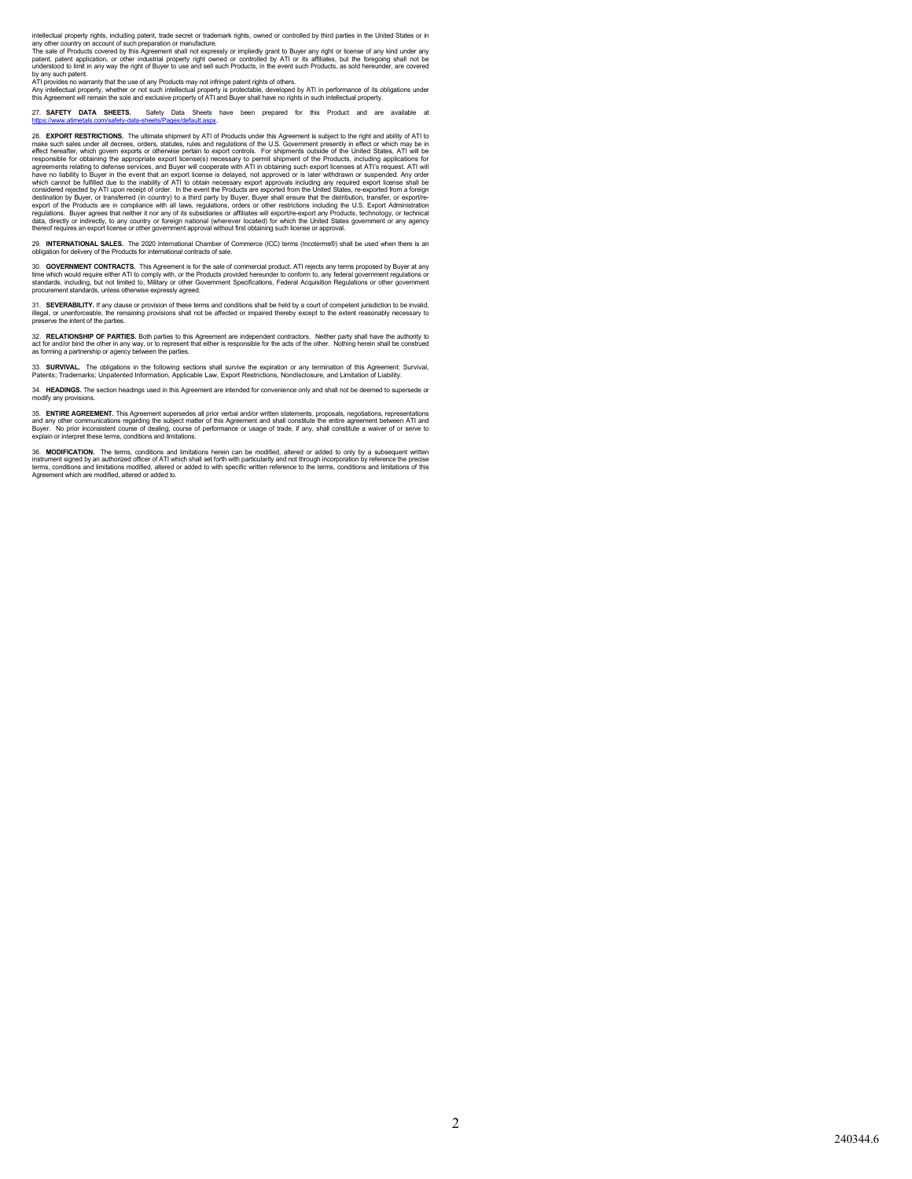intellectual property rights, including patent, trade secret or trademark rights, owned or controlled by third parties in the United States or in any other country on account of such preparation or manufacture.

The sale of Products covered by this Agreement shall not expressly or impliedly grant to Buyer any right or license of any kind under any patent, patent application, or other industrial property right owned or controlled by ATI or its affiliates, but the foregoing shall not be understood to limit in any way the right of Buyer to use and sell such Products, in the event such Products, as sold hereunder, are covered by any such patent.

ATI provides no warranty that the use of any Products may not infringe patent rights of others.

Any intellectual property, whether or not such intellectual property is protectable, developed by ATI in performance of its obligations under this Agreement will remain the sole and exclusive property of ATI and Buyer shall have no rights in such intellectual property.

27. **SAFETY DATA SHEETS.** Safety Data Sheets have been prepared for this Product and are available at https://www.atimetals.com/safety-data-sheets/Pages/default.aspx.

28. **EXPORT RESTRICTIONS.** The ultimate shipment by ATI of Products under this Agreement is subject to the right and ability of ATI to make such sales under all decrees, orders, statutes, rules and regulations of the U.S. Government presently in effect or which may be in effect hereafter, which govern exports or otherwise pertain to export controls. For shipments outside of the United States, ATI will be responsible for obtaining the appropriate export license(s) necessary to permit shipment of the Products, including applications for agreements relating to defense services, and Buyer will cooperate with ATI in obtaining such export licenses at ATI's request. ATI will have no liability to Buyer in the event that an export license is delayed, not approved or is later withdrawn or suspended. Any order which cannot be fulfilled due to the inability of ATI to obtain necessary export approvals including any required export license shall be considered rejected by ATI upon receipt of order. In the event the Products are exported from the United States, re-exported from a foreign destination by Buyer, or transferred (in country) to a third party by Buyer, Buyer shall ensure that the distribution, transfer, or export/re-export of the Products are in compliance with all laws, regulations, orders or other restrictions including the U.S. Export Administration regulations. Buyer agrees that neither it nor any of its subsidiaries or affiliates will export/re-export any Products, technology, or technical data, directly or indirectly, to any country or foreign national (wherever located) for which the United States government or any agency thereof requires an export license or other government approval without first obtaining such license or approval.

29. **INTERNATIONAL SALES.** The 2020 International Chamber of Commerce (ICC) terms (Incoterms®) shall be used when there is an obligation for delivery of the Products for international contracts of sale.

30. **GOVERNMENT CONTRACTS.** This Agreement is for the sale of commercial product. ATI rejects any terms proposed by Buyer at any time which would require either ATI to comply with, or the Products provided hereunder to conform to, any federal government regulations or standards, including, but not limited to, Military or other Government Specifications, Federal Acquisition Regulations or other government procurement standards, unless otherwise expressly agreed.

31. **SEVERABILITY.** If any clause or provision of these terms and conditions shall be held by a court of competent jurisdiction to be invalid, illegal, or unenforceable, the remaining provisions shall not be affected or impaired thereby except to the extent reasonably necessary to preserve the intent of the parties.

32. **RELATIONSHIP OF PARTIES.** Both parties to this Agreement are independent contractors. Neither party shall have the authority to act for and/or bind the other in any way, or to represent that either is responsible for the acts of the other. Nothing herein shall be construed as forming a partnership or agency between the parties.

33. **SURVIVAL.** The obligations in the following sections shall survive the expiration or any termination of this Agreement: Survival, Patents; Trademarks; Unpatented Information, Applicable Law, Export Restrictions, Nondisclosure, and Limitation of Liability.

34. **HEADINGS.** The section headings used in this Agreement are intended for convenience only and shall not be deemed to supersede or modify any provisions.

35. **ENTIRE AGREEMENT.** This Agreement supersedes all prior verbal and/or written statements, proposals, negotiations, representations and any other communications regarding the subject matter of this Agreement and shall constitute the entire agreement between ATI and Buyer. No prior inconsistent course of dealing, course of performance or usage of trade, if any, shall constitute a waiver of or serve to explain or interpret these terms, conditions and limitations.

36. **MODIFICATION.** The terms, conditions and limitations herein can be modified, altered or added to only by a subsequent written instrument signed by an authorized officer of ATI which shall set forth with particularity and not through incorporation by reference the precise terms, conditions and limitations modified, altered or added to with specific written reference to the terms, conditions and limitations of this Agreement which are modified, altered or added to.

240344.6